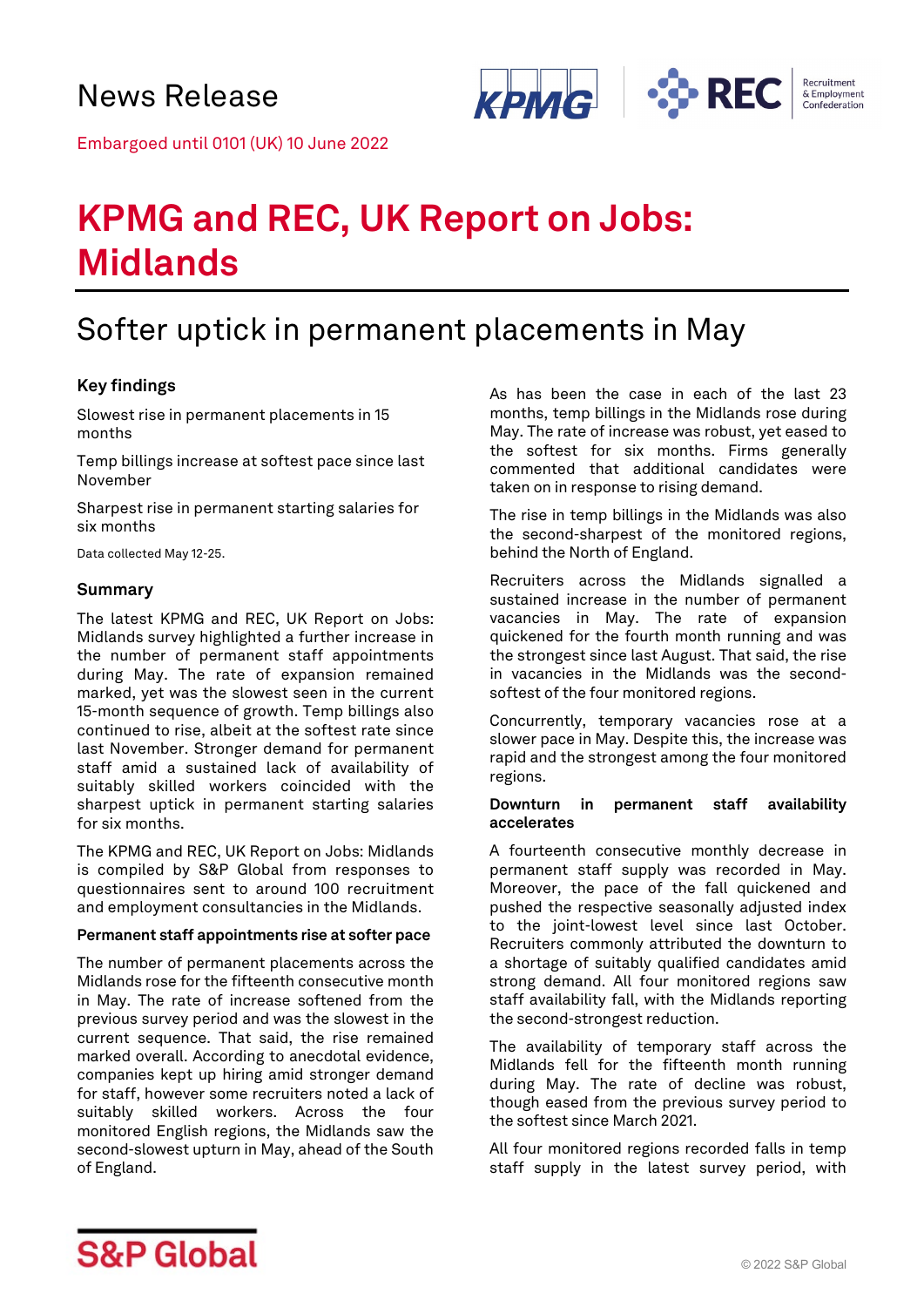# News Release

Embargoed until 0101 (UK) 10 June 2022

# KPMG and REC, UK Report on Jobs: Midlands

## Softer uptick in permanent placements in May

### Key findings

Slowest rise in permanent placements in 15 months

Temp billings increase at softest pace since last November

Sharpest rise in permanent starting salaries for six months

Data collected May 12-25.

### Summary

The latest KPMG and REC, UK Report on Jobs: Midlands survey highlighted a further increase in the number of permanent staff appointments during May. The rate of expansion remained marked, yet was the slowest seen in the current 15-month sequence of growth. Temp billings also continued to rise, albeit at the softest rate since last November. Stronger demand for permanent staff amid a sustained lack of availability of suitably skilled workers coincided with the sharpest uptick in permanent starting salaries for six months.

The KPMG and REC, UK Report on Jobs: Midlands is compiled by S&P Global from responses to questionnaires sent to around 100 recruitment and employment consultancies in the Midlands.

#### Permanent staff appointments rise at softer pace

The number of permanent placements across the Midlands rose for the fifteenth consecutive month in May. The rate of increase softened from the previous survey period and was the slowest in the current sequence. That said, the rise remained marked overall. According to anecdotal evidence, companies kept up hiring amid stronger demand for staff, however some recruiters noted a lack of suitably skilled workers. Across the four monitored English regions, the Midlands saw the second-slowest upturn in May, ahead of the South of England.

As has been the case in each of the last 23 months, temp billings in the Midlands rose during May. The rate of increase was robust, yet eased to the softest for six months. Firms generally commented that additional candidates were taken on in response to rising demand.

The rise in temp billings in the Midlands was also the second-sharpest of the monitored regions, behind the North of England.

Recruiters across the Midlands signalled a sustained increase in the number of permanent vacancies in May. The rate of expansion quickened for the fourth month running and was the strongest since last August. That said, the rise in vacancies in the Midlands was the second-softest of the four monitored regions.

Concurrently, temporary vacancies rose at a slower pace in May. Despite this, the increase was rapid and the strongest among the four monitored regions.

#### Downturn in permanent staff availability accelerates

A fourteenth consecutive monthly decrease in permanent staff supply was recorded in May. Moreover, the pace of the fall quickened and pushed the respective seasonally adjusted index to the joint-lowest level since last October. Recruiters commonly attributed the downturn to a shortage of suitably qualified candidates amid strong demand. All four monitored regions saw staff availability fall, with the Midlands reporting the second-strongest reduction.

The availability of temporary staff across the Midlands fell for the fifteenth month running during May. The rate of decline was robust, though eased from the previous survey period to the softest since March 2021.

All four monitored regions recorded falls in temp staff supply in the latest survey period, with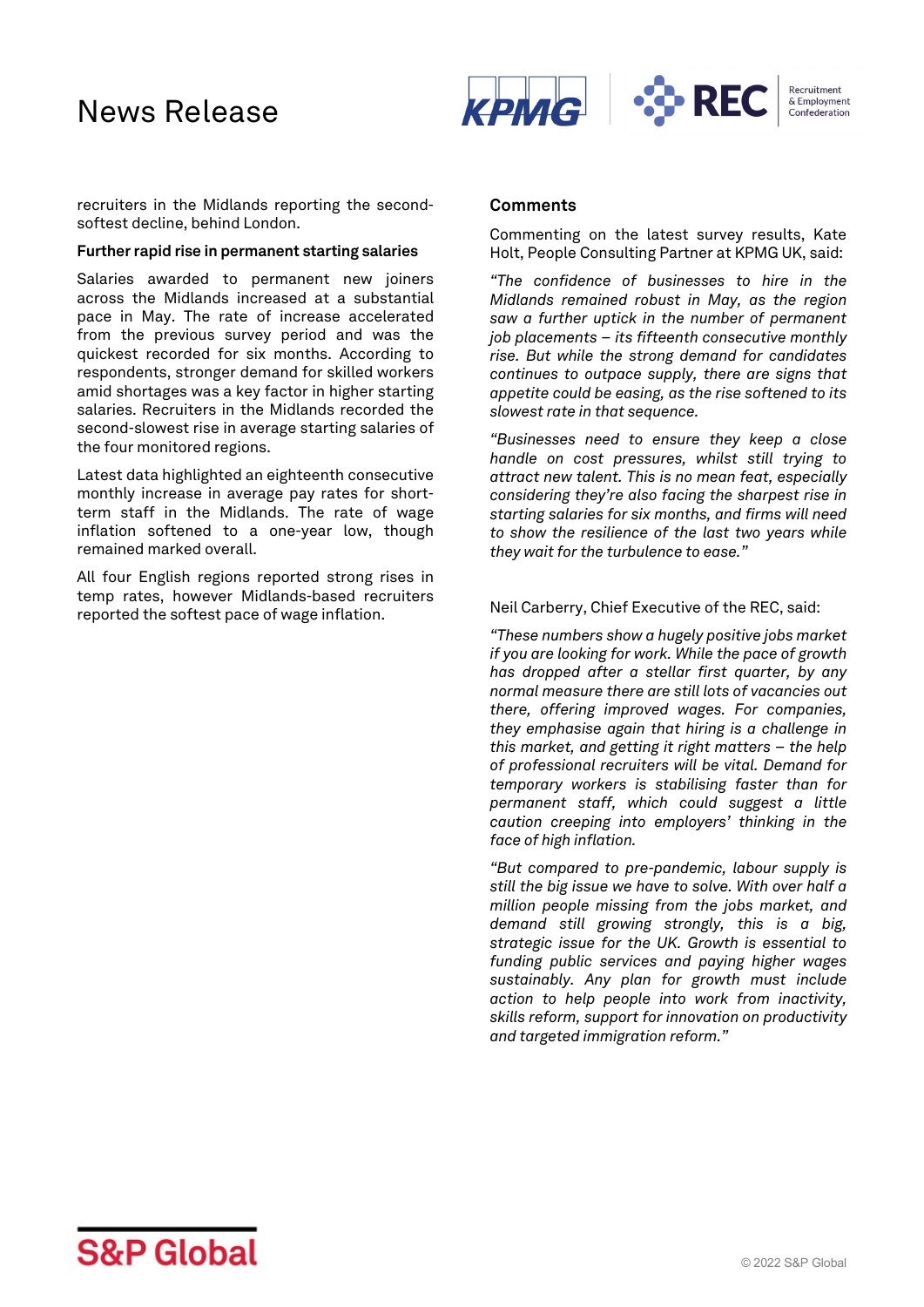recruiters in the Midlands reporting the second-softest decline, behind London.

**Further rapid rise in permanent starting salaries**

Salaries awarded to permanent new joiners across the Midlands increased at a substantial pace in May. The rate of increase accelerated from the previous survey period and was the quickest recorded for six months. According to respondents, stronger demand for skilled workers amid shortages was a key factor in higher starting salaries. Recruiters in the Midlands recorded the second-slowest rise in average starting salaries of the four monitored regions.

Latest data highlighted an eighteenth consecutive monthly increase in average pay rates for short-term staff in the Midlands. The rate of wage inflation softened to a one-year low, though remained marked overall.

All four English regions reported strong rises in temp rates, however Midlands-based recruiters reported the softest pace of wage inflation.

## Comments

Commenting on the latest survey results, Kate Holt, People Consulting Partner at KPMG UK, said:

*"The confidence of businesses to hire in the Midlands remained robust in May, as the region saw a further uptick in the number of permanent job placements – its fifteenth consecutive monthly rise. But while the strong demand for candidates continues to outpace supply, there are signs that appetite could be easing, as the rise softened to its slowest rate in that sequence.*

*"Businesses need to ensure they keep a close handle on cost pressures, whilst still trying to attract new talent. This is no mean feat, especially considering they're also facing the sharpest rise in starting salaries for six months, and firms will need to show the resilience of the last two years while they wait for the turbulence to ease."*

Neil Carberry, Chief Executive of the REC, said:

*"These numbers show a hugely positive jobs market if you are looking for work. While the pace of growth has dropped after a stellar first quarter, by any normal measure there are still lots of vacancies out there, offering improved wages. For companies, they emphasise again that hiring is a challenge in this market, and getting it right matters – the help of professional recruiters will be vital. Demand for temporary workers is stabilising faster than for permanent staff, which could suggest a little caution creeping into employers' thinking in the face of high inflation.*

*"But compared to pre-pandemic, labour supply is still the big issue we have to solve. With over half a million people missing from the jobs market, and demand still growing strongly, this is a big, strategic issue for the UK. Growth is essential to funding public services and paying higher wages sustainably. Any plan for growth must include action to help people into work from inactivity, skills reform, support for innovation on productivity and targeted immigration reform."*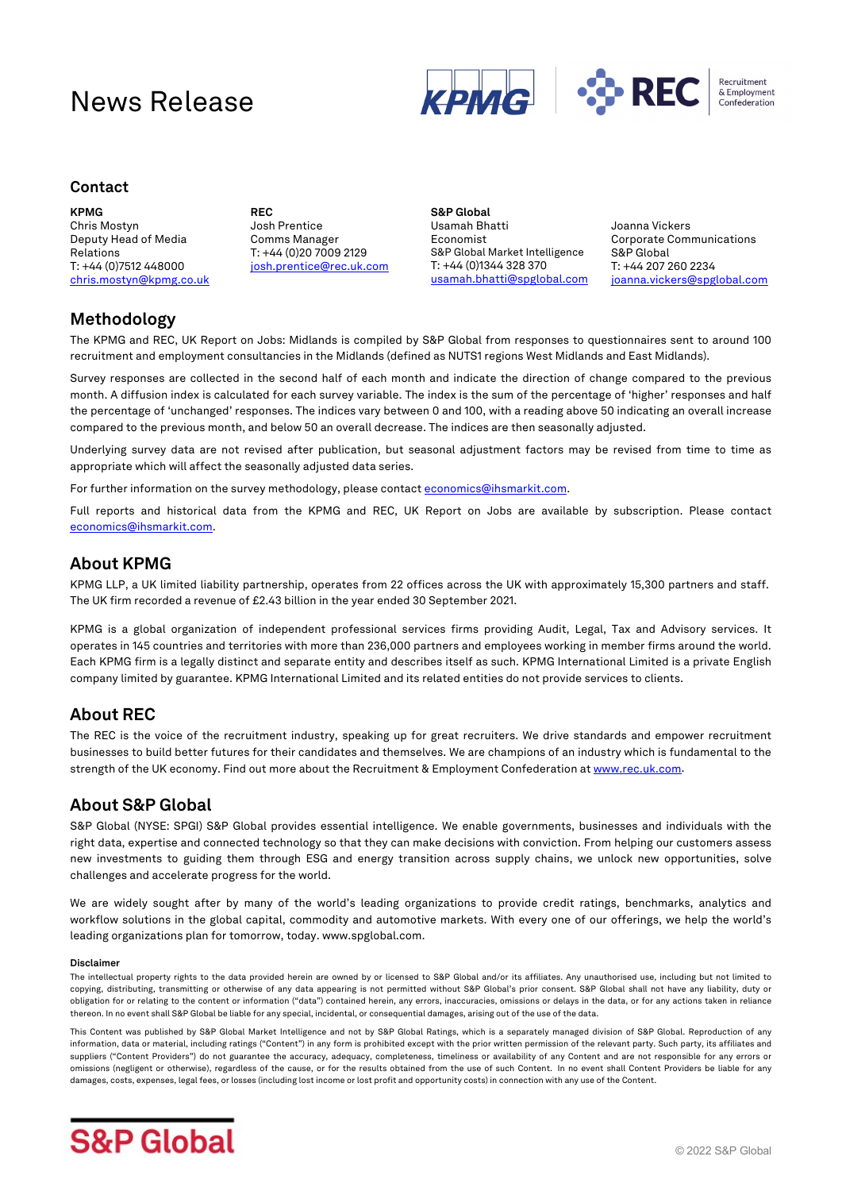# News Release

## Contact

**KPMG**
Chris Mostyn
Deputy Head of Media Relations
T: +44 (0)7512 448000
chris.mostyn@kpmg.co.uk

**REC**
Josh Prentice
Comms Manager
T: +44 (0)20 7009 2129
josh.prentice@rec.uk.com

**S&P Global**
Usamah Bhatti
Economist
S&P Global Market Intelligence
T: +44 (0)1344 328 370
usamah.bhatti@spglobal.com

Joanna Vickers
Corporate Communications
S&P Global
T: +44 207 260 2234
joanna.vickers@spglobal.com

## Methodology

The KPMG and REC, UK Report on Jobs: Midlands is compiled by S&P Global from responses to questionnaires sent to around 100 recruitment and employment consultancies in the Midlands (defined as NUTS1 regions West Midlands and East Midlands).

Survey responses are collected in the second half of each month and indicate the direction of change compared to the previous month. A diffusion index is calculated for each survey variable. The index is the sum of the percentage of 'higher' responses and half the percentage of 'unchanged' responses. The indices vary between 0 and 100, with a reading above 50 indicating an overall increase compared to the previous month, and below 50 an overall decrease. The indices are then seasonally adjusted.

Underlying survey data are not revised after publication, but seasonal adjustment factors may be revised from time to time as appropriate which will affect the seasonally adjusted data series.

For further information on the survey methodology, please contact economics@ihsmarkit.com.

Full reports and historical data from the KPMG and REC, UK Report on Jobs are available by subscription. Please contact economics@ihsmarkit.com.

## About KPMG

KPMG LLP, a UK limited liability partnership, operates from 22 offices across the UK with approximately 15,300 partners and staff. The UK firm recorded a revenue of £2.43 billion in the year ended 30 September 2021.

KPMG is a global organization of independent professional services firms providing Audit, Legal, Tax and Advisory services. It operates in 145 countries and territories with more than 236,000 partners and employees working in member firms around the world. Each KPMG firm is a legally distinct and separate entity and describes itself as such. KPMG International Limited is a private English company limited by guarantee. KPMG International Limited and its related entities do not provide services to clients.

## About REC

The REC is the voice of the recruitment industry, speaking up for great recruiters. We drive standards and empower recruitment businesses to build better futures for their candidates and themselves. We are champions of an industry which is fundamental to the strength of the UK economy. Find out more about the Recruitment & Employment Confederation at www.rec.uk.com.

## About S&P Global

S&P Global (NYSE: SPGI) S&P Global provides essential intelligence. We enable governments, businesses and individuals with the right data, expertise and connected technology so that they can make decisions with conviction. From helping our customers assess new investments to guiding them through ESG and energy transition across supply chains, we unlock new opportunities, solve challenges and accelerate progress for the world.

We are widely sought after by many of the world's leading organizations to provide credit ratings, benchmarks, analytics and workflow solutions in the global capital, commodity and automotive markets. With every one of our offerings, we help the world's leading organizations plan for tomorrow, today. www.spglobal.com.

**Disclaimer**

The intellectual property rights to the data provided herein are owned by or licensed to S&P Global and/or its affiliates. Any unauthorised use, including but not limited to copying, distributing, transmitting or otherwise of any data appearing is not permitted without S&P Global's prior consent. S&P Global shall not have any liability, duty or obligation for or relating to the content or information ("data") contained herein, any errors, inaccuracies, omissions or delays in the data, or for any actions taken in reliance thereon. In no event shall S&P Global be liable for any special, incidental, or consequential damages, arising out of the use of the data.

This Content was published by S&P Global Market Intelligence and not by S&P Global Ratings, which is a separately managed division of S&P Global. Reproduction of any information, data or material, including ratings ("Content") in any form is prohibited except with the prior written permission of the relevant party. Such party, its affiliates and suppliers ("Content Providers") do not guarantee the accuracy, adequacy, completeness, timeliness or availability of any Content and are not responsible for any errors or omissions (negligent or otherwise), regardless of the cause, or for the results obtained from the use of such Content. In no event shall Content Providers be liable for any damages, costs, expenses, legal fees, or losses (including lost income or lost profit and opportunity costs) in connection with any use of the Content.

© 2022 S&P Global